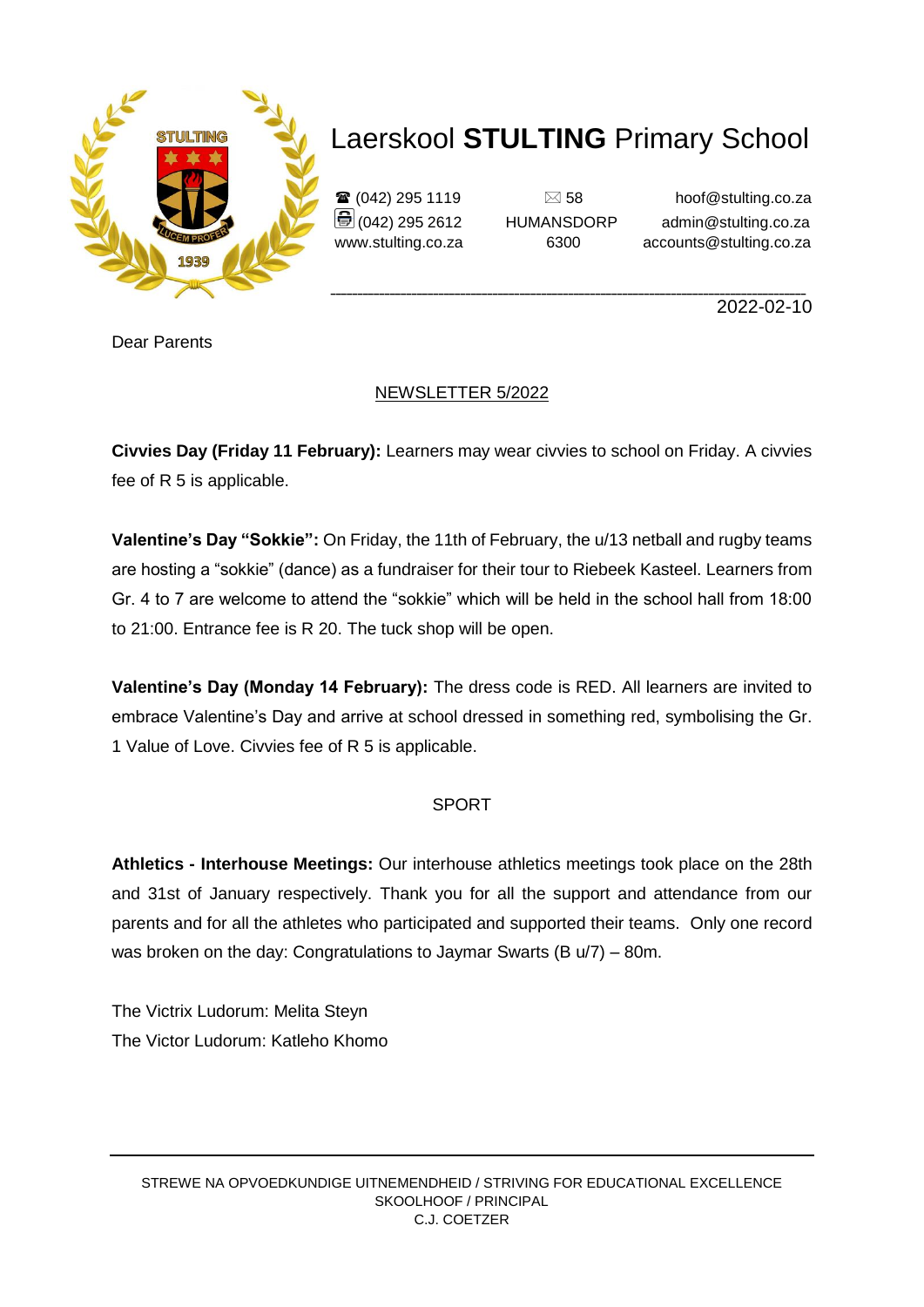# Laerskool **STULTING** Primary School

☎ (042) 295 1119
(042) 295 2612
www.stulting.co.za

58
HUMANSDORP
6300

hoof@stulting.co.za
admin@stulting.co.za
accounts@stulting.co.za

2022-02-10

Dear Parents

NEWSLETTER 5/2022

**Civvies Day (Friday 11 February):** Learners may wear civvies to school on Friday. A civvies fee of R 5 is applicable.

**Valentine's Day "Sokkie":** On Friday, the 11th of February, the u/13 netball and rugby teams are hosting a "sokkie" (dance) as a fundraiser for their tour to Riebeek Kasteel. Learners from Gr. 4 to 7 are welcome to attend the "sokkie" which will be held in the school hall from 18:00 to 21:00. Entrance fee is R 20. The tuck shop will be open.

**Valentine's Day (Monday 14 February):** The dress code is RED. All learners are invited to embrace Valentine's Day and arrive at school dressed in something red, symbolising the Gr. 1 Value of Love. Civvies fee of R 5 is applicable.

## SPORT

**Athletics - Interhouse Meetings:** Our interhouse athletics meetings took place on the 28th and 31st of January respectively. Thank you for all the support and attendance from our parents and for all the athletes who participated and supported their teams. Only one record was broken on the day: Congratulations to Jaymar Swarts (B u/7) – 80m.

The Victrix Ludorum: Melita Steyn
The Victor Ludorum: Katleho Khomo

STREWE NA OPVOEDKUNDIGE UITNEMENDHEID / STRIVING FOR EDUCATIONAL EXCELLENCE
SKOOLHOOF / PRINCIPAL
C.J. COETZER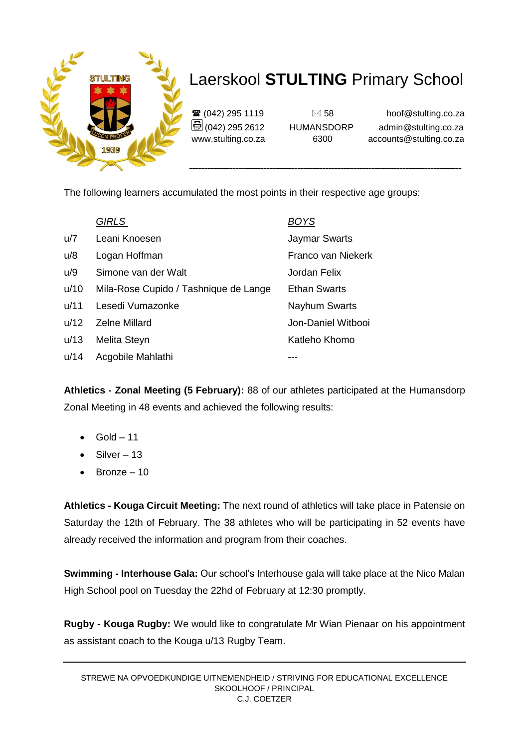# Laerskool **STULTING** Primary School

☎ (042) 295 1119
(042) 295 2612
www.stulting.co.za

58
HUMANSDORP
6300

hoof@stulting.co.za
admin@stulting.co.za
accounts@stulting.co.za

The following learners accumulated the most points in their respective age groups:

| | *GIRLS* | *BOYS* |
|---|---|---|
| u/7 | Leani Knoesen | Jaymar Swarts |
| u/8 | Logan Hoffman | Franco van Niekerk |
| u/9 | Simone van der Walt | Jordan Felix |
| u/10 | Mila-Rose Cupido / Tashnique de Lange | Ethan Swarts |
| u/11 | Lesedi Vumazonke | Nayhum Swarts |
| u/12 | Zelne Millard | Jon-Daniel Witbooi |
| u/13 | Melita Steyn | Katleho Khomo |
| u/14 | Acgobile Mahlathi | --- |

**Athletics - Zonal Meeting (5 February):** 88 of our athletes participated at the Humansdorp Zonal Meeting in 48 events and achieved the following results:

- Gold – 11
- Silver – 13
- Bronze – 10

**Athletics - Kouga Circuit Meeting:** The next round of athletics will take place in Patensie on Saturday the 12th of February. The 38 athletes who will be participating in 52 events have already received the information and program from their coaches.

**Swimming - Interhouse Gala:** Our school's Interhouse gala will take place at the Nico Malan High School pool on Tuesday the 22hd of February at 12:30 promptly.

**Rugby - Kouga Rugby:** We would like to congratulate Mr Wian Pienaar on his appointment as assistant coach to the Kouga u/13 Rugby Team.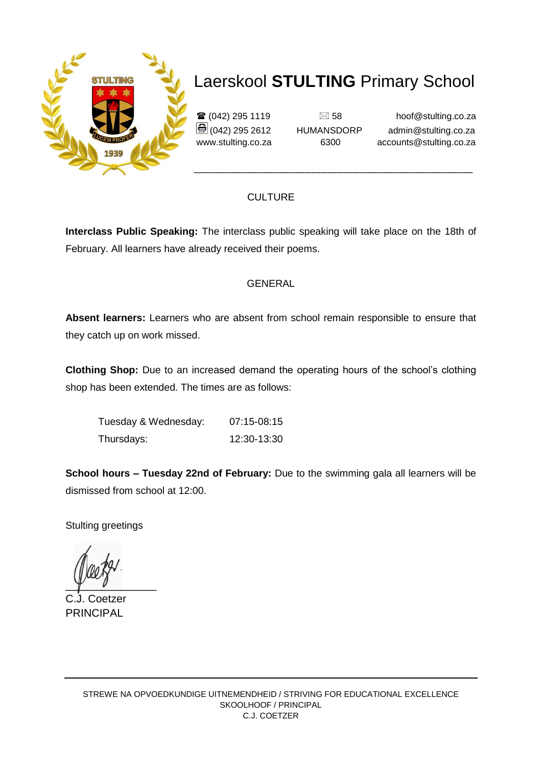# Laerskool **STULTING** Primary School

(042) 295 1119
(042) 295 2612
www.stulting.co.za

58
HUMANSDORP
6300

hoof@stulting.co.za
admin@stulting.co.za
accounts@stulting.co.za

## CULTURE

**Interclass Public Speaking:** The interclass public speaking will take place on the 18th of February. All learners have already received their poems.

## GENERAL

**Absent learners:** Learners who are absent from school remain responsible to ensure that they catch up on work missed.

**Clothing Shop:** Due to an increased demand the operating hours of the school's clothing shop has been extended. The times are as follows:

| | |
|---|---|
| Tuesday & Wednesday: | 07:15-08:15 |
| Thursdays: | 12:30-13:30 |

**School hours – Tuesday 22nd of February:** Due to the swimming gala all learners will be dismissed from school at 12:00.

Stulting greetings

C.J. Coetzer
PRINCIPAL

STREWE NA OPVOEDKUNDIGE UITNEMENDHEID / STRIVING FOR EDUCATIONAL EXCELLENCE
SKOOLHOOF / PRINCIPAL
C.J. COETZER